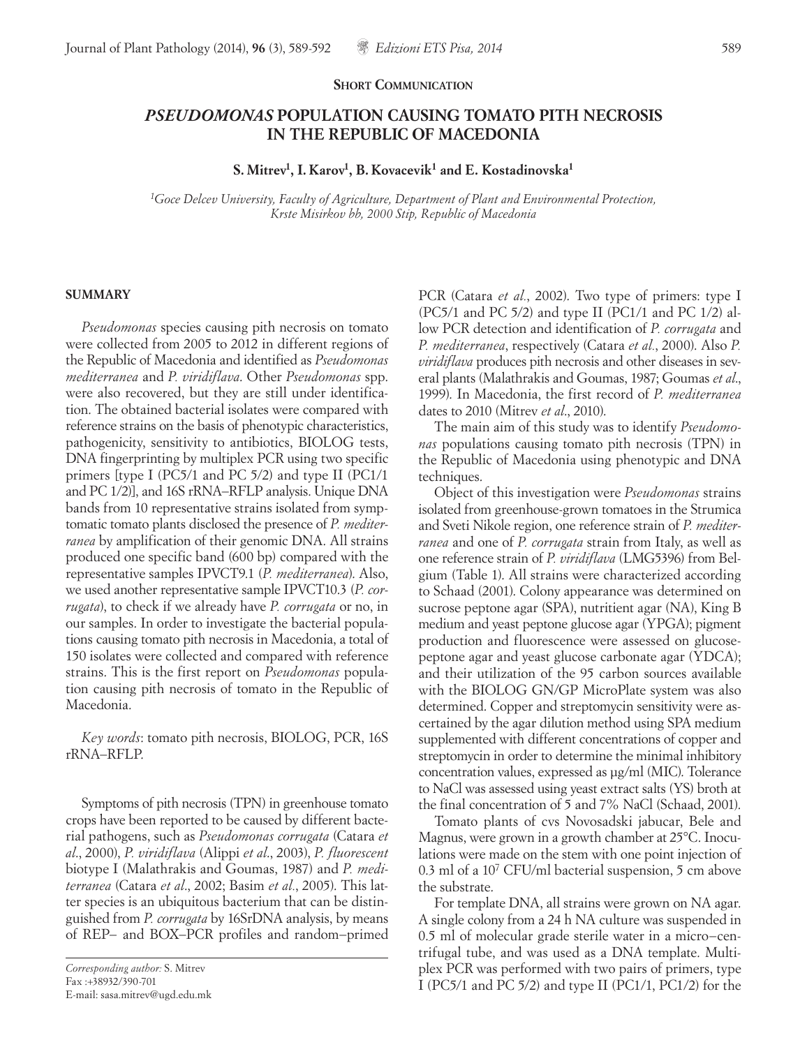**Short Communication**

# *PSEUDOMONAS* POPULATION CAUSING TOMATO PITH NECROSIS IN THE REPUBLIC OF MACEDONIA

**S. Mitrev[1], I. Karov[1], B. Kovacevik[1] and E. Kostadinovska[1]**

[1]*Goce Delcev University, Faculty of Agriculture, Department of Plant and Environmental Protection, Krste Misirkov bb, 2000 Stip, Republic of Macedonia*

## SUMMARY

*Pseudomonas* species causing pith necrosis on tomato were collected from 2005 to 2012 in different regions of the Republic of Macedonia and identified as *Pseudomonas mediterranea* and *P. viridiflava*. Other *Pseudomonas* spp. were also recovered, but they are still under identification. The obtained bacterial isolates were compared with reference strains on the basis of phenotypic characteristics, pathogenicity, sensitivity to antibiotics, BIOLOG tests, DNA fingerprinting by multiplex PCR using two specific primers [type I (PC5/1 and PC 5/2) and type II (PC1/1 and PC 1/2)], and 16S rRNA–RFLP analysis. Unique DNA bands from 10 representative strains isolated from symptomatic tomato plants disclosed the presence of *P. mediterranea* by amplification of their genomic DNA. All strains produced one specific band (600 bp) compared with the representative samples IPVCT9.1 (*P. mediterranea*). Also, we used another representative sample IPVCT10.3 (*P. corrugata*), to check if we already have *P. corrugata* or no, in our samples. In order to investigate the bacterial populations causing tomato pith necrosis in Macedonia, a total of 150 isolates were collected and compared with reference strains. This is the first report on *Pseudomonas* population causing pith necrosis of tomato in the Republic of Macedonia.

*Key words*: tomato pith necrosis, BIOLOG, PCR, 16S rRNA–RFLP.

Symptoms of pith necrosis (TPN) in greenhouse tomato crops have been reported to be caused by different bacterial pathogens, such as *Pseudomonas corrugata* (Catara *et al*., 2000), *P. viridiflava* (Alippi *et al*., 2003), *P. fluorescent* biotype I (Malathrakis and Goumas, 1987) and *P. mediterranea* (Catara *et al*., 2002; Basim *et al*., 2005). This latter species is an ubiquitous bacterium that can be distinguished from *P. corrugata* by 16SrDNA analysis, by means of REP– and BOX–PCR profiles and random–primed PCR (Catara *et al.*, 2002). Two type of primers: type I (PC5/1 and PC 5/2) and type II (PC1/1 and PC 1/2) allow PCR detection and identification of *P. corrugata* and *P. mediterranea*, respectively (Catara *et al.*, 2000). Also *P. viridiflava* produces pith necrosis and other diseases in several plants (Malathrakis and Goumas, 1987; Goumas *et al*., 1999). In Macedonia, the first record of *P. mediterranea* dates to 2010 (Mitrev *et al*., 2010).

The main aim of this study was to identify *Pseudomonas* populations causing tomato pith necrosis (TPN) in the Republic of Macedonia using phenotypic and DNA techniques.

Object of this investigation were *Pseudomonas* strains isolated from greenhouse-grown tomatoes in the Strumica and Sveti Nikole region, one reference strain of *P. mediterranea* and one of *P. corrugata* strain from Italy, as well as one reference strain of *P. viridiflava* (LMG5396) from Belgium (Table 1). All strains were characterized according to Schaad (2001). Colony appearance was determined on sucrose peptone agar (SPA), nutritient agar (NA), King B medium and yeast peptone glucose agar (YPGA); pigment production and fluorescence were assessed on glucose-peptone agar and yeast glucose carbonate agar (YDCA); and their utilization of the 95 carbon sources available with the BIOLOG GN/GP MicroPlate system was also determined. Copper and streptomycin sensitivity were ascertained by the agar dilution method using SPA medium supplemented with different concentrations of copper and streptomycin in order to determine the minimal inhibitory concentration values, expressed as µg/ml (MIC). Tolerance to NaCl was assessed using yeast extract salts (YS) broth at the final concentration of 5 and 7% NaCl (Schaad, 2001).

Tomato plants of cvs Novosadski jabucar, Bele and Magnus, were grown in a growth chamber at 25°C. Inoculations were made on the stem with one point injection of 0.3 ml of a $10^7$ CFU/ml bacterial suspension, 5 cm above the substrate.

For template DNA, all strains were grown on NA agar. A single colony from a 24 h NA culture was suspended in 0.5 ml of molecular grade sterile water in a micro–centrifugal tube, and was used as a DNA template. Multiplex PCR was performed with two pairs of primers, type I (PC5/1 and PC 5/2) and type II (PC1/1, PC1/2) for the

*Corresponding author:* S. Mitrev
Fax :+38932/390-701
E-mail: sasa.mitrev@ugd.edu.mk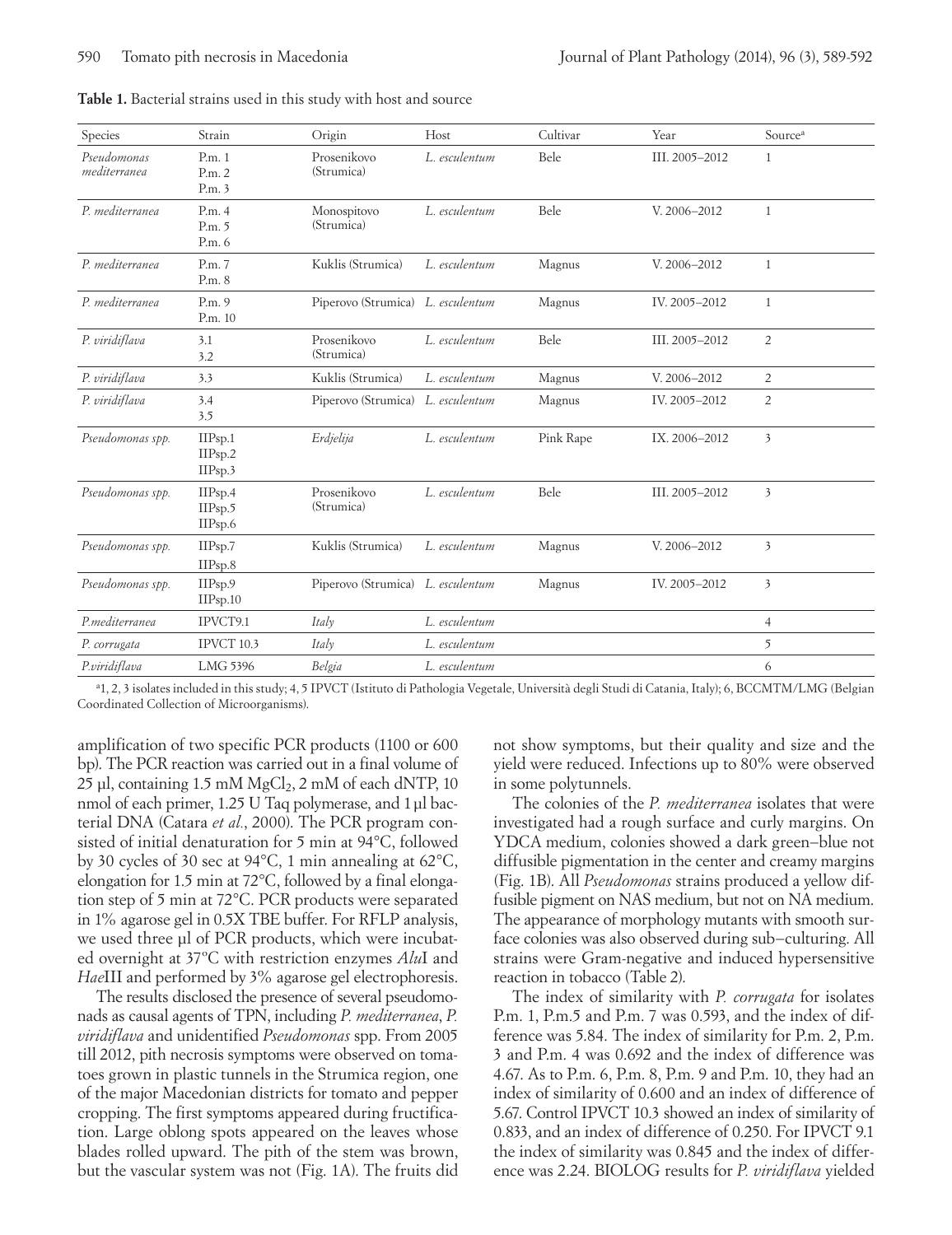**Table 1.** Bacterial strains used in this study with host and source

| Species | Strain | Origin | Host | Cultivar | Year | Source[a] |
|---|---|---|---|---|---|---|
| *Pseudomonas mediterranea* | P.m. 1<br>P.m. 2<br>P.m. 3 | Prosenikovo (Strumica) | *L. esculentum* | Bele | III. 2005–2012 | 1 |
| *P. mediterranea* | P.m. 4<br>P.m. 5<br>P.m. 6 | Monospitovo (Strumica) | *L. esculentum* | Bele | V. 2006–2012 | 1 |
| *P. mediterranea* | P.m. 7<br>P.m. 8 | Kuklis (Strumica) | *L. esculentum* | Magnus | V. 2006–2012 | 1 |
| *P. mediterranea* | P.m. 9<br>P.m. 10 | Piperovo (Strumica) | *L. esculentum* | Magnus | IV. 2005–2012 | 1 |
| *P. viridiflava* | 3.1<br>3.2 | Prosenikovo (Strumica) | *L. esculentum* | Bele | III. 2005–2012 | 2 |
| *P. viridiflava* | 3.3 | Kuklis (Strumica) | *L. esculentum* | Magnus | V. 2006–2012 | 2 |
| *P. viridiflava* | 3.4<br>3.5 | Piperovo (Strumica) | *L. esculentum* | Magnus | IV. 2005–2012 | 2 |
| *Pseudomonas spp.* | IIPsp.1<br>IIPsp.2<br>IIPsp.3 | *Erdjelija* | *L. esculentum* | Pink Rape | IX. 2006–2012 | 3 |
| *Pseudomonas spp.* | IIPsp.4<br>IIPsp.5<br>IIPsp.6 | Prosenikovo (Strumica) | *L. esculentum* | Bele | III. 2005–2012 | 3 |
| *Pseudomonas spp.* | IIPsp.7<br>IIPsp.8 | Kuklis (Strumica) | *L. esculentum* | Magnus | V. 2006–2012 | 3 |
| *Pseudomonas spp.* | IIPsp.9<br>IIPsp.10 | Piperovo (Strumica) | *L. esculentum* | Magnus | IV. 2005–2012 | 3 |
| *P.mediterranea* | IPVCT9.1 | *Italy* | *L. esculentum* | | | 4 |
| *P. corrugata* | IPVCT 10.3 | *Italy* | *L. esculentum* | | | 5 |
| *P.viridiflava* | LMG 5396 | *Belgia* | *L. esculentum* | | | 6 |

[a]1, 2, 3 isolates included in this study; 4, 5 IPVCT (Istituto di Pathologia Vegetale, Università degli Studi di Catania, Italy); 6, BCCMTM/LMG (Belgian Coordinated Collection of Microorganisms).

amplification of two specific PCR products (1100 or 600 bp). The PCR reaction was carried out in a final volume of 25 µl, containing 1.5 mM $MgCl_2$, 2 mM of each dNTP, 10 nmol of each primer, 1.25 U Taq polymerase, and 1 µl bacterial DNA (Catara *et al.*, 2000). The PCR program consisted of initial denaturation for 5 min at 94°C, followed by 30 cycles of 30 sec at 94°C, 1 min annealing at 62°C, elongation for 1.5 min at 72°C, followed by a final elongation step of 5 min at 72°C. PCR products were separated in 1% agarose gel in 0.5X TBE buffer. For RFLP analysis, we used three µl of PCR products, which were incubated overnight at 37°C with restriction enzymes *Alu*I and *Hae*III and performed by 3% agarose gel electrophoresis.

The results disclosed the presence of several pseudomonads as causal agents of TPN, including *P. mediterranea*, *P. viridiflava* and unidentified *Pseudomonas* spp. From 2005 till 2012, pith necrosis symptoms were observed on tomatoes grown in plastic tunnels in the Strumica region, one of the major Macedonian districts for tomato and pepper cropping. The first symptoms appeared during fructification. Large oblong spots appeared on the leaves whose blades rolled upward. The pith of the stem was brown, but the vascular system was not (Fig. 1A). The fruits did not show symptoms, but their quality and size and the yield were reduced. Infections up to 80% were observed in some polytunnels.

The colonies of the *P. mediterranea* isolates that were investigated had a rough surface and curly margins. On YDCA medium, colonies showed a dark green–blue not diffusible pigmentation in the center and creamy margins (Fig. 1B). All *Pseudomonas* strains produced a yellow diffusible pigment on NAS medium, but not on NA medium. The appearance of morphology mutants with smooth surface colonies was also observed during sub–culturing. All strains were Gram-negative and induced hypersensitive reaction in tobacco (Table 2).

The index of similarity with *P. corrugata* for isolates P.m. 1, P.m.5 and P.m. 7 was 0.593, and the index of difference was 5.84. The index of similarity for P.m. 2, P.m. 3 and P.m. 4 was 0.692 and the index of difference was 4.67. As to P.m. 6, P.m. 8, P.m. 9 and P.m. 10, they had an index of similarity of 0.600 and an index of difference of 5.67. Control IPVCT 10.3 showed an index of similarity of 0.833, and an index of difference of 0.250. For IPVCT 9.1 the index of similarity was 0.845 and the index of difference was 2.24. BIOLOG results for *P. viridiflava* yielded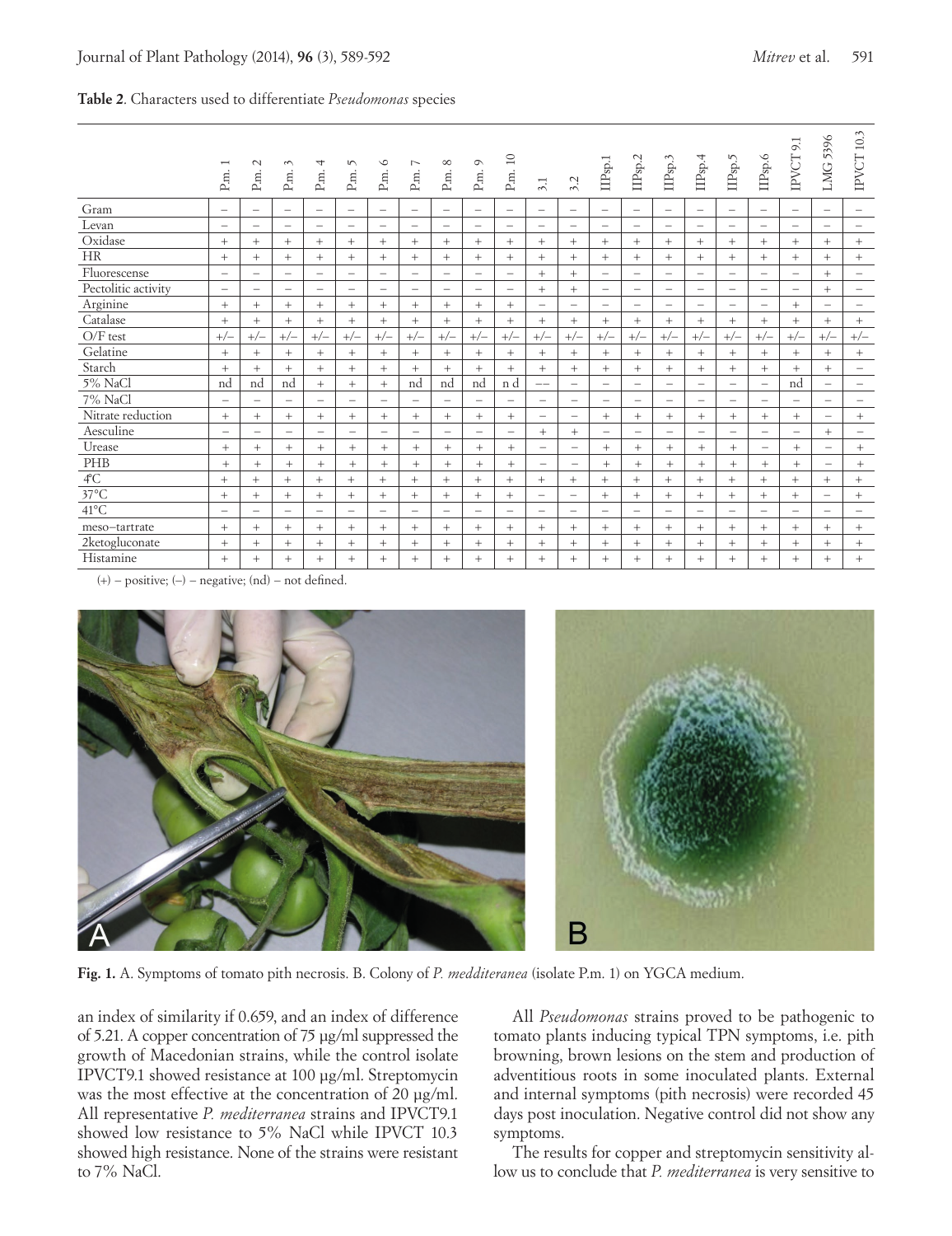**Table 2**. Characters used to differentiate *Pseudomonas* species

| | P.m. 1 | P.m. 2 | P.m. 3 | P.m. 4 | P.m. 5 | P.m. 6 | P.m. 7 | P.m. 8 | P.m. 9 | P.m. 10 | 3.1 | 3.2 | IIPsp.1 | IIPsp.2 | IIPsp.3 | IIPsp.4 | IIPsp.5 | IIPsp.6 | IPVCT 9.1 | LMG 5396 | IPVCT 10.3 |
|---|---|---|---|---|---|---|---|---|---|---|---|---|---|---|---|---|---|---|---|---|---|
| Gram | – | – | – | – | – | – | – | – | – | – | – | – | – | – | – | – | – | – | – | – | – |
| Levan | – | – | – | – | – | – | – | – | – | – | – | – | – | – | – | – | – | – | – | – | – |
| Oxidase | + | + | + | + | + | + | + | + | + | + | + | + | + | + | + | + | + | + | + | + | + |
| HR | + | + | + | + | + | + | + | + | + | + | + | + | + | + | + | + | + | + | + | + | + |
| Fluorescense | – | – | – | – | – | – | – | – | – | – | + | + | – | – | – | – | – | – | – | + | – |
| Pectolitic activity | – | – | – | – | – | – | – | – | – | – | + | + | – | – | – | – | – | – | – | + | – |
| Arginine | + | + | + | + | + | + | + | + | + | + | – | – | – | – | – | – | – | – | + | – | – |
| Catalase | + | + | + | + | + | + | + | + | + | + | + | + | + | + | + | + | + | + | + | + | + |
| O/F test | +/– | +/– | +/– | +/– | +/– | +/– | +/– | +/– | +/– | +/– | +/– | +/– | +/– | +/– | +/– | +/– | +/– | +/– | +/– | +/– | +/– |
| Gelatine | + | + | + | + | + | + | + | + | + | + | + | + | + | + | + | + | + | + | + | + | + |
| Starch | + | + | + | + | + | + | + | + | + | + | + | + | + | + | + | + | + | + | + | + | – |
| 5% NaCl | nd | nd | nd | + | + | + | nd | nd | nd | n d | –– | – | – | – | – | – | – | – | nd | – | – |
| 7% NaCl | – | – | – | – | – | – | – | – | – | – | – | – | – | – | – | – | – | – | – | – | – |
| Nitrate reduction | + | + | + | + | + | + | + | + | + | + | – | – | + | + | + | + | + | + | + | – | + |
| Aesculine | – | – | – | – | – | – | – | – | – | – | + | + | – | – | – | – | – | – | – | + | – |
| Urease | + | + | + | + | + | + | + | + | + | + | – | – | + | + | + | + | + | – | + | – | + |
| PHB | + | + | + | + | + | + | + | + | + | + | – | – | + | + | + | + | + | + | + | – | + |
| 4°C | + | + | + | + | + | + | + | + | + | + | + | + | + | + | + | + | + | + | + | + | + |
| 37°C | + | + | + | + | + | + | + | + | + | + | – | – | + | + | + | + | + | + | + | – | + |
| 41°C | – | – | – | – | – | – | – | – | – | – | – | – | – | – | – | – | – | – | – | – | – |
| meso–tartrate | + | + | + | + | + | + | + | + | + | + | + | + | + | + | + | + | + | + | + | + | + |
| 2ketogluconate | + | + | + | + | + | + | + | + | + | + | + | + | + | + | + | + | + | + | + | + | + |
| Histamine | + | + | + | + | + | + | + | + | + | + | + | + | + | + | + | + | + | + | + | + | + |

(+) – positive; (–) – negative; (nd) – not defined.

**Fig. 1.** A. Symptoms of tomato pith necrosis. B. Colony of *P. medditeranea* (isolate P.m. 1) on YGCA medium.

an index of similarity if 0.659, and an index of difference of 5.21. A copper concentration of 75 µg/ml suppressed the growth of Macedonian strains, while the control isolate IPVCT9.1 showed resistance at 100 µg/ml. Streptomycin was the most effective at the concentration of 20 µg/ml. All representative *P. mediterranea* strains and IPVCT9.1 showed low resistance to 5% NaCl while IPVCT 10.3 showed high resistance. None of the strains were resistant to 7% NaCl.

All *Pseudomonas* strains proved to be pathogenic to tomato plants inducing typical TPN symptoms, i.e. pith browning, brown lesions on the stem and production of adventitious roots in some inoculated plants. External and internal symptoms (pith necrosis) were recorded 45 days post inoculation. Negative control did not show any symptoms.

The results for copper and streptomycin sensitivity allow us to conclude that *P. mediterranea* is very sensitive to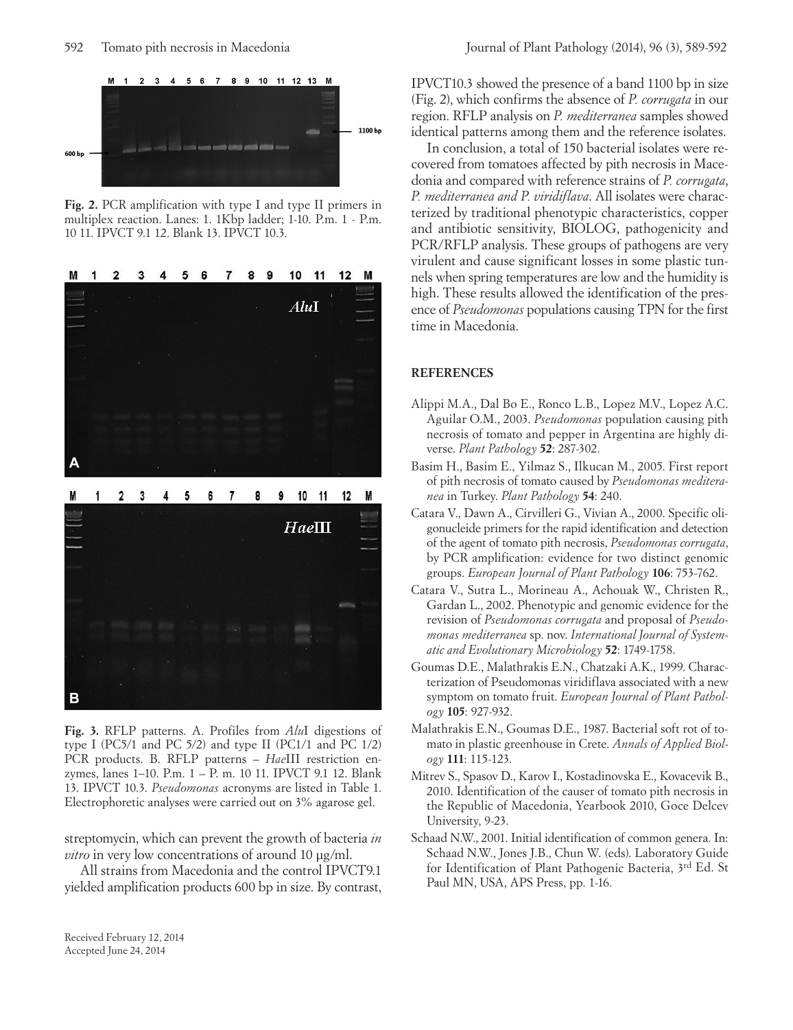M 1 2 3 4 5 6 7 8 9 10 11 12 13 M

600 bp

1100 bp

**Fig. 2.** PCR amplification with type I and type II primers in multiplex reaction. Lanes: 1. 1Kbp ladder; 1-10. P.m. 1 - P.m. 10 11. IPVCT 9.1 12. Blank 13. IPVCT 10.3.

M 1 2 3 4 5 6 7 8 9 10 11 12 M

*Alu*I

A

M 1 2 3 4 5 6 7 8 9 10 11 12 M

*Hae*III

B

**Fig. 3.** RFLP patterns. A. Profiles from *Alu*I digestions of type I (PC5/1 and PC 5/2) and type II (PC1/1 and PC 1/2) PCR products. B. RFLP patterns – *Hae*III restriction enzymes, lanes 1–10. P.m. 1 – P. m. 10 11. IPVCT 9.1 12. Blank 13. IPVCT 10.3. *Pseudomonas* acronyms are listed in Table 1. Electrophoretic analyses were carried out on 3% agarose gel.

streptomycin, which can prevent the growth of bacteria *in vitro* in very low concentrations of around 10 μg/ml.

All strains from Macedonia and the control IPVCT9.1 yielded amplification products 600 bp in size. By contrast, IPVCT10.3 showed the presence of a band 1100 bp in size (Fig. 2), which confirms the absence of *P. corrugata* in our region. RFLP analysis on *P. mediterranea* samples showed identical patterns among them and the reference isolates.

In conclusion, a total of 150 bacterial isolates were recovered from tomatoes affected by pith necrosis in Macedonia and compared with reference strains of *P. corrugata*, *P. mediterranea and P. viridiflava*. All isolates were characterized by traditional phenotypic characteristics, copper and antibiotic sensitivity, BIOLOG, pathogenicity and PCR/RFLP analysis. These groups of pathogens are very virulent and cause significant losses in some plastic tunnels when spring temperatures are low and the humidity is high. These results allowed the identification of the presence of *Pseudomonas* populations causing TPN for the first time in Macedonia.

Received February 12, 2014
Accepted June 24, 2014

## REFERENCES

Alippi M.A., Dal Bo E., Ronco L.B., Lopez M.V., Lopez A.C. Aguilar O.M., 2003. *Pseudomonas* population causing pith necrosis of tomato and pepper in Argentina are highly diverse. *Plant Pathology* **52**: 287-302.

Basim H., Basim E., Yilmaz S., Ilkucan M., 2005. First report of pith necrosis of tomato caused by *Pseudomonas mediteranea* in Turkey. *Plant Pathology* **54**: 240.

Catara V., Dawn A., Cirvilleri G., Vivian A., 2000. Specific oligonucleide primers for the rapid identification and detection of the agent of tomato pith necrosis, *Pseudomonas corrugata*, by PCR amplification: evidence for two distinct genomic groups. *European Journal of Plant Pathology* **106**: 753-762.

Catara V., Sutra L., Morineau A., Achouak W., Christen R., Gardan L., 2002. Phenotypic and genomic evidence for the revision of *Pseudomonas corrugata* and proposal of *Pseudomonas mediterranea* sp. nov. *International Journal of Systematic and Evolutionary Microbiology* **52**: 1749-1758.

Goumas D.E., Malathrakis E.N., Chatzaki A.K., 1999. Characterization of Pseudomonas viridiflava associated with a new symptom on tomato fruit. *European Journal of Plant Pathology* **105**: 927-932.

Malathrakis E.N., Goumas D.E., 1987. Bacterial soft rot of tomato in plastic greenhouse in Crete. *Annals of Applied Biology* **111**: 115-123.

Mitrev S., Spasov D., Karov I., Kostadinovska E., Kovacevik B., 2010. Identification of the causer of tomato pith necrosis in the Republic of Macedonia, Yearbook 2010, Goce Delcev University, 9-23.

Schaad N.W., 2001. Initial identification of common genera. In: Schaad N.W., Jones J.B., Chun W. (eds). Laboratory Guide for Identification of Plant Pathogenic Bacteria, 3rd Ed. St Paul MN, USA, APS Press, pp. 1-16.